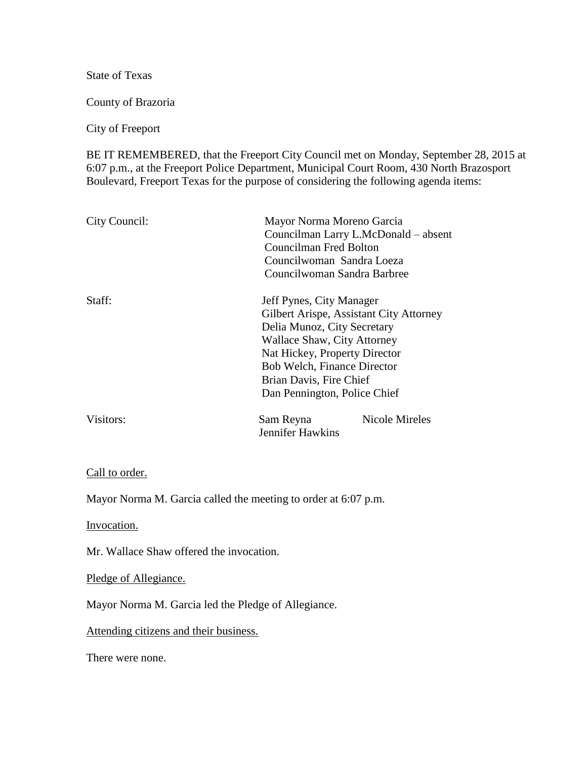State of Texas

County of Brazoria

City of Freeport

BE IT REMEMBERED, that the Freeport City Council met on Monday, September 28, 2015 at 6:07 p.m., at the Freeport Police Department, Municipal Court Room, 430 North Brazosport Boulevard, Freeport Texas for the purpose of considering the following agenda items:

| | | |
|---|---|---|
| City Council: | Mayor Norma Moreno Garcia<br>Councilman Larry L.McDonald – absent<br>Councilman Fred Bolton<br>Councilwoman Sandra Loeza<br>Councilwoman Sandra Barbree | |
| Staff: | Jeff Pynes, City Manager<br>Gilbert Arispe, Assistant City Attorney<br>Delia Munoz, City Secretary<br>Wallace Shaw, City Attorney<br>Nat Hickey, Property Director<br>Bob Welch, Finance Director<br>Brian Davis, Fire Chief<br>Dan Pennington, Police Chief | |
| Visitors: | Sam Reyna<br>Jennifer Hawkins | Nicole Mireles |

<u>Call to order.</u>

Mayor Norma M. Garcia called the meeting to order at 6:07 p.m.

<u>Invocation.</u>

Mr. Wallace Shaw offered the invocation.

<u>Pledge of Allegiance.</u>

Mayor Norma M. Garcia led the Pledge of Allegiance.

<u>Attending citizens and their business.</u>

There were none.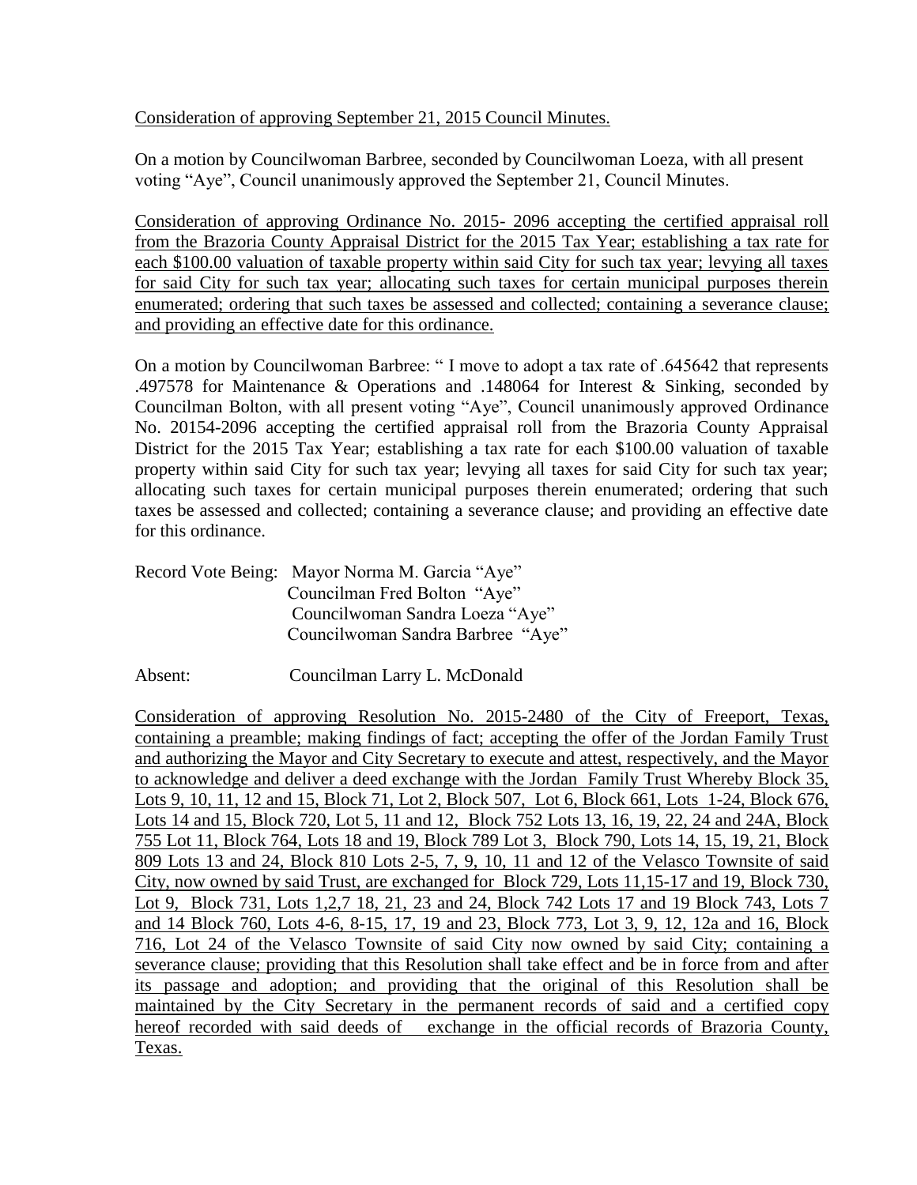Consideration of approving September 21, 2015 Council Minutes.

On a motion by Councilwoman Barbree, seconded by Councilwoman Loeza, with all present voting "Aye", Council unanimously approved the September 21, Council Minutes.

Consideration of approving Ordinance No. 2015- 2096 accepting the certified appraisal roll from the Brazoria County Appraisal District for the 2015 Tax Year; establishing a tax rate for each $100.00 valuation of taxable property within said City for such tax year; levying all taxes for said City for such tax year; allocating such taxes for certain municipal purposes therein enumerated; ordering that such taxes be assessed and collected; containing a severance clause; and providing an effective date for this ordinance.

On a motion by Councilwoman Barbree: " I move to adopt a tax rate of .645642 that represents .497578 for Maintenance & Operations and .148064 for Interest & Sinking, seconded by Councilman Bolton, with all present voting "Aye", Council unanimously approved Ordinance No. 20154-2096 accepting the certified appraisal roll from the Brazoria County Appraisal District for the 2015 Tax Year; establishing a tax rate for each $100.00 valuation of taxable property within said City for such tax year; levying all taxes for said City for such tax year; allocating such taxes for certain municipal purposes therein enumerated; ordering that such taxes be assessed and collected; containing a severance clause; and providing an effective date for this ordinance.

Record Vote Being: Mayor Norma M. Garcia "Aye"
Councilman Fred Bolton "Aye"
Councilwoman Sandra Loeza "Aye"
Councilwoman Sandra Barbree "Aye"

Absent: Councilman Larry L. McDonald

Consideration of approving Resolution No. 2015-2480 of the City of Freeport, Texas, containing a preamble; making findings of fact; accepting the offer of the Jordan Family Trust and authorizing the Mayor and City Secretary to execute and attest, respectively, and the Mayor to acknowledge and deliver a deed exchange with the Jordan Family Trust Whereby Block 35, Lots 9, 10, 11, 12 and 15, Block 71, Lot 2, Block 507, Lot 6, Block 661, Lots 1-24, Block 676, Lots 14 and 15, Block 720, Lot 5, 11 and 12, Block 752 Lots 13, 16, 19, 22, 24 and 24A, Block 755 Lot 11, Block 764, Lots 18 and 19, Block 789 Lot 3, Block 790, Lots 14, 15, 19, 21, Block 809 Lots 13 and 24, Block 810 Lots 2-5, 7, 9, 10, 11 and 12 of the Velasco Townsite of said City, now owned by said Trust, are exchanged for Block 729, Lots 11,15-17 and 19, Block 730, Lot 9, Block 731, Lots 1,2,7 18, 21, 23 and 24, Block 742 Lots 17 and 19 Block 743, Lots 7 and 14 Block 760, Lots 4-6, 8-15, 17, 19 and 23, Block 773, Lot 3, 9, 12, 12a and 16, Block 716, Lot 24 of the Velasco Townsite of said City now owned by said City; containing a severance clause; providing that this Resolution shall take effect and be in force from and after its passage and adoption; and providing that the original of this Resolution shall be maintained by the City Secretary in the permanent records of said and a certified copy hereof recorded with said deeds of exchange in the official records of Brazoria County, Texas.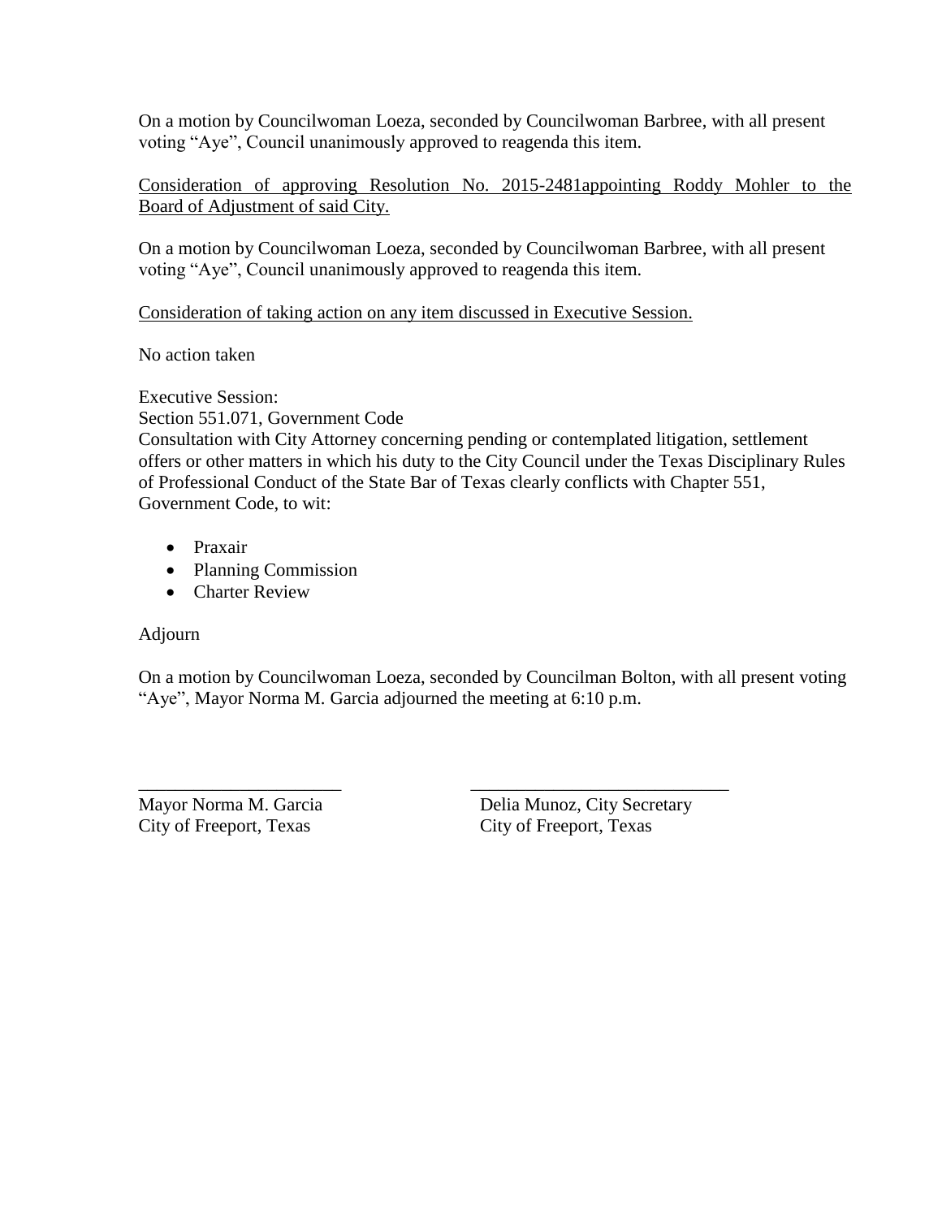On a motion by Councilwoman Loeza, seconded by Councilwoman Barbree, with all present voting "Aye", Council unanimously approved to reagenda this item.

Consideration of approving Resolution No. 2015-2481appointing Roddy Mohler to the Board of Adjustment of said City.

On a motion by Councilwoman Loeza, seconded by Councilwoman Barbree, with all present voting "Aye", Council unanimously approved to reagenda this item.

Consideration of taking action on any item discussed in Executive Session.

No action taken

Executive Session:
Section 551.071, Government Code
Consultation with City Attorney concerning pending or contemplated litigation, settlement offers or other matters in which his duty to the City Council under the Texas Disciplinary Rules of Professional Conduct of the State Bar of Texas clearly conflicts with Chapter 551, Government Code, to wit:

- Praxair
- Planning Commission
- Charter Review

Adjourn

On a motion by Councilwoman Loeza, seconded by Councilman Bolton, with all present voting "Aye", Mayor Norma M. Garcia adjourned the meeting at 6:10 p.m.

______________________
Mayor Norma M. Garcia
City of Freeport, Texas

____________________________
Delia Munoz, City Secretary
City of Freeport, Texas